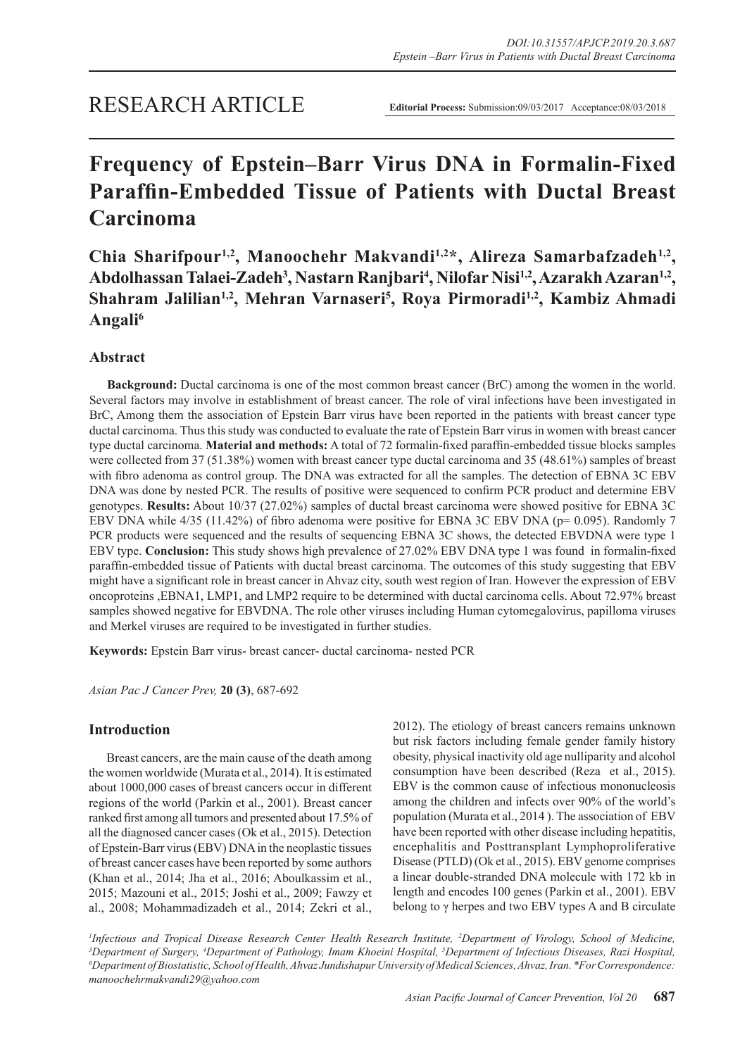RESEARCH ARTICLE

**Editorial Process:** Submission:09/03/2017 Acceptance:08/03/2018

# Frequency of Epstein–Barr Virus DNA in Formalin-Fixed Paraffin-Embedded Tissue of Patients with Ductal Breast Carcinoma

**Chia Sharifpour[1,2], Manoochehr Makvandi[1,2]\*, Alireza Samarbafzadeh[1,2], Abdolhassan Talaei-Zadeh[3], Nastarn Ranjbari[4], Nilofar Nisi[1,2], Azarakh Azaran[1,2], Shahram Jalilian[1,2], Mehran Varnaseri[5], Roya Pirmoradi[1,2], Kambiz Ahmadi Angali[6]**

## Abstract

**Background:** Ductal carcinoma is one of the most common breast cancer (BrC) among the women in the world. Several factors may involve in establishment of breast cancer. The role of viral infections have been investigated in BrC, Among them the association of Epstein Barr virus have been reported in the patients with breast cancer type ductal carcinoma. Thus this study was conducted to evaluate the rate of Epstein Barr virus in women with breast cancer type ductal carcinoma. **Material and methods:** A total of 72 formalin-fixed paraffin-embedded tissue blocks samples were collected from 37 (51.38%) women with breast cancer type ductal carcinoma and 35 (48.61%) samples of breast with fibro adenoma as control group. The DNA was extracted for all the samples. The detection of EBNA 3C EBV DNA was done by nested PCR. The results of positive were sequenced to confirm PCR product and determine EBV genotypes. **Results:** About 10/37 (27.02%) samples of ductal breast carcinoma were showed positive for EBNA 3C EBV DNA while 4/35 (11.42%) of fibro adenoma were positive for EBNA 3C EBV DNA (p= 0.095). Randomly 7 PCR products were sequenced and the results of sequencing EBNA 3C shows, the detected EBVDNA were type 1 EBV type. **Conclusion:** This study shows high prevalence of 27.02% EBV DNA type 1 was found in formalin-fixed paraffin-embedded tissue of Patients with ductal breast carcinoma. The outcomes of this study suggesting that EBV might have a significant role in breast cancer in Ahvaz city, south west region of Iran. However the expression of EBV oncoproteins ,EBNA1, LMP1, and LMP2 require to be determined with ductal carcinoma cells. About 72.97% breast samples showed negative for EBVDNA. The role other viruses including Human cytomegalovirus, papilloma viruses and Merkel viruses are required to be investigated in further studies.

**Keywords:** Epstein Barr virus- breast cancer- ductal carcinoma- nested PCR

*Asian Pac J Cancer Prev,* **20 (3)**, 687-692

## Introduction

Breast cancers, are the main cause of the death among the women worldwide (Murata et al., 2014). It is estimated about 1000,000 cases of breast cancers occur in different regions of the world (Parkin et al., 2001). Breast cancer ranked first among all tumors and presented about 17.5% of all the diagnosed cancer cases (Ok et al., 2015). Detection of Epstein-Barr virus (EBV) DNA in the neoplastic tissues of breast cancer cases have been reported by some authors (Khan et al., 2014; Jha et al., 2016; Aboulkassim et al., 2015; Mazouni et al., 2015; Joshi et al., 2009; Fawzy et al., 2008; Mohammadizadeh et al., 2014; Zekri et al., 2012). The etiology of breast cancers remains unknown but risk factors including female gender family history obesity, physical inactivity old age nulliparity and alcohol consumption have been described (Reza et al., 2015). EBV is the common cause of infectious mononucleosis among the children and infects over 90% of the world's population (Murata et al., 2014 ). The association of EBV have been reported with other disease including hepatitis, encephalitis and Posttransplant Lymphoproliferative Disease (PTLD) (Ok et al., 2015). EBV genome comprises a linear double-stranded DNA molecule with 172 kb in length and encodes 100 genes (Parkin et al., 2001). EBV belong to γ herpes and two EBV types A and B circulate

[1]Infectious and Tropical Disease Research Center Health Research Institute, [2]Department of Virology, School of Medicine, [3]Department of Surgery, [4]Department of Pathology, Imam Khoeini Hospital, [5]Department of Infectious Diseases, Razi Hospital, [6]Department of Biostatistic, School of Health, Ahvaz Jundishapur University of Medical Sciences, Ahvaz, Iran. \*For Correspondence: manoochehrmakvandi29@yahoo.com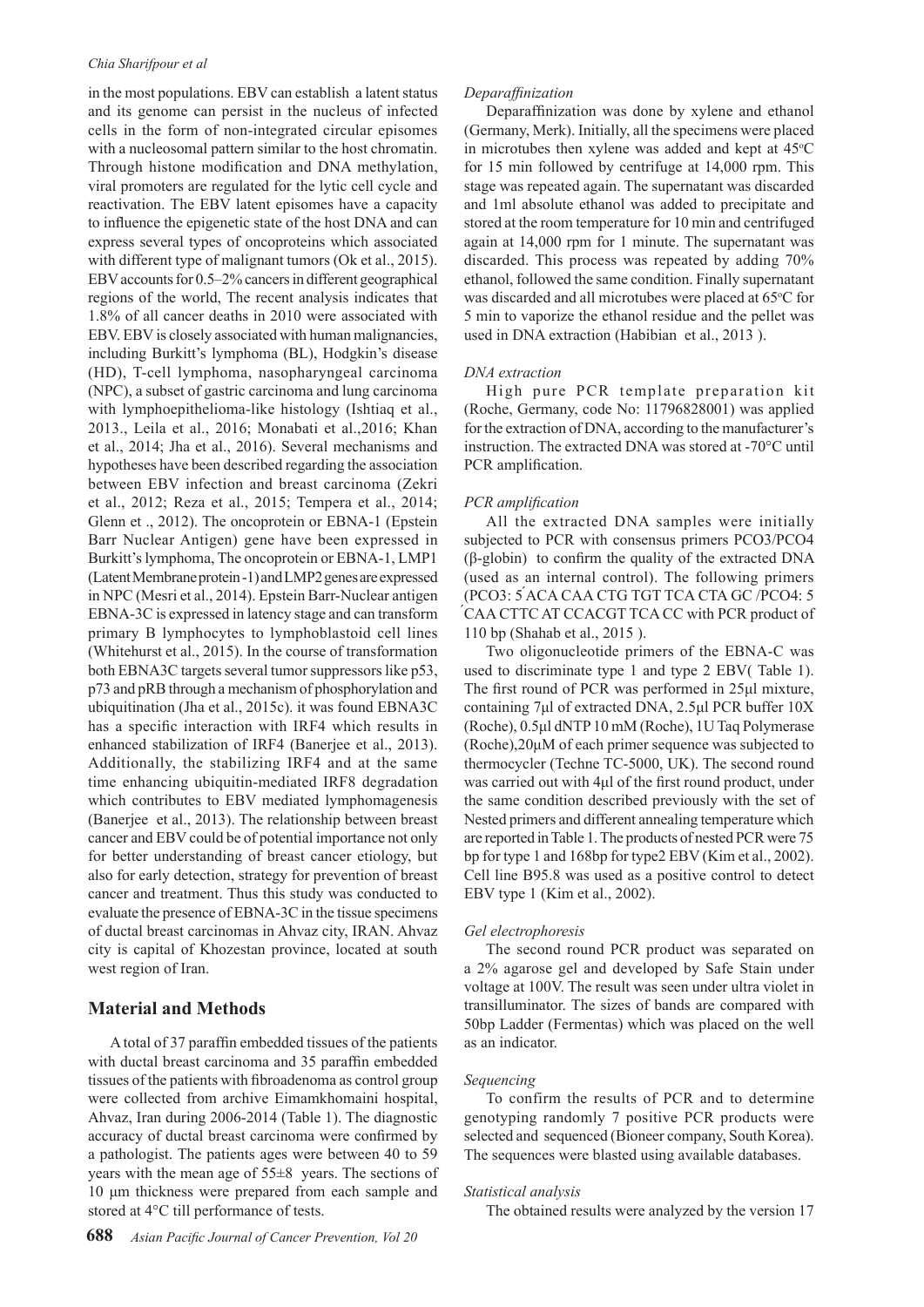in the most populations. EBV can establish a latent status and its genome can persist in the nucleus of infected cells in the form of non-integrated circular episomes with a nucleosomal pattern similar to the host chromatin. Through histone modification and DNA methylation, viral promoters are regulated for the lytic cell cycle and reactivation. The EBV latent episomes have a capacity to influence the epigenetic state of the host DNA and can express several types of oncoproteins which associated with different type of malignant tumors (Ok et al., 2015). EBV accounts for 0.5–2% cancers in different geographical regions of the world, The recent analysis indicates that 1.8% of all cancer deaths in 2010 were associated with EBV. EBV is closely associated with human malignancies, including Burkitt's lymphoma (BL), Hodgkin's disease (HD), T-cell lymphoma, nasopharyngeal carcinoma (NPC), a subset of gastric carcinoma and lung carcinoma with lymphoepithelioma-like histology (Ishtiaq et al., 2013., Leila et al., 2016; Monabati et al.,2016; Khan et al., 2014; Jha et al., 2016). Several mechanisms and hypotheses have been described regarding the association between EBV infection and breast carcinoma (Zekri et al., 2012; Reza et al., 2015; Tempera et al., 2014; Glenn et ., 2012). The oncoprotein or EBNA-1 (Epstein Barr Nuclear Antigen) gene have been expressed in Burkitt's lymphoma, The oncoprotein or EBNA-1, LMP1 (Latent Membrane protein -1) and LMP2 genes are expressed in NPC (Mesri et al., 2014). Epstein Barr-Nuclear antigen EBNA-3C is expressed in latency stage and can transform primary B lymphocytes to lymphoblastoid cell lines (Whitehurst et al., 2015). In the course of transformation both EBNA3C targets several tumor suppressors like p53, p73 and pRB through a mechanism of phosphorylation and ubiquitination (Jha et al., 2015c). it was found EBNA3C has a specific interaction with IRF4 which results in enhanced stabilization of IRF4 (Banerjee et al., 2013). Additionally, the stabilizing IRF4 and at the same time enhancing ubiquitin-mediated IRF8 degradation which contributes to EBV mediated lymphomagenesis (Banerjee et al., 2013). The relationship between breast cancer and EBV could be of potential importance not only for better understanding of breast cancer etiology, but also for early detection, strategy for prevention of breast cancer and treatment. Thus this study was conducted to evaluate the presence of EBNA-3C in the tissue specimens of ductal breast carcinomas in Ahvaz city, IRAN. Ahvaz city is capital of Khozestan province, located at south west region of Iran.

## Material and Methods

A total of 37 paraffin embedded tissues of the patients with ductal breast carcinoma and 35 paraffin embedded tissues of the patients with fibroadenoma as control group were collected from archive Eimamkhomaini hospital, Ahvaz, Iran during 2006-2014 (Table 1). The diagnostic accuracy of ductal breast carcinoma were confirmed by a pathologist. The patients ages were between 40 to 59 years with the mean age of 55±8 years. The sections of 10 µm thickness were prepared from each sample and stored at 4°C till performance of tests.

*Deparaffinization*

Deparaffinization was done by xylene and ethanol (Germany, Merk). Initially, all the specimens were placed in microtubes then xylene was added and kept at 45°C for 15 min followed by centrifuge at 14,000 rpm. This stage was repeated again. The supernatant was discarded and 1ml absolute ethanol was added to precipitate and stored at the room temperature for 10 min and centrifuged again at 14,000 rpm for 1 minute. The supernatant was discarded. This process was repeated by adding 70% ethanol, followed the same condition. Finally supernatant was discarded and all microtubes were placed at 65°C for 5 min to vaporize the ethanol residue and the pellet was used in DNA extraction (Habibian et al., 2013 ).

*DNA extraction*

High pure PCR template preparation kit (Roche, Germany, code No: 11796828001) was applied for the extraction of DNA, according to the manufacturer's instruction. The extracted DNA was stored at -70°C until PCR amplification.

*PCR amplification*

All the extracted DNA samples were initially subjected to PCR with consensus primers PCO3/PCO4 (β-globin) to confirm the quality of the extracted DNA (used as an internal control). The following primers (PCO3: 5´ACA CAA CTG TGT TCA CTA GC /PCO4: 5´CAA CTTC AT CCACGT TCA CC with PCR product of 110 bp (Shahab et al., 2015 ).

Two oligonucleotide primers of the EBNA-C was used to discriminate type 1 and type 2 EBV( Table 1). The first round of PCR was performed in 25µl mixture, containing 7µl of extracted DNA, 2.5µl PCR buffer 10X (Roche), 0.5µl dNTP 10 mM (Roche), 1U Taq Polymerase (Roche),20µM of each primer sequence was subjected to thermocycler (Techne TC-5000, UK). The second round was carried out with 4µl of the first round product, under the same condition described previously with the set of Nested primers and different annealing temperature which are reported in Table 1. The products of nested PCR were 75 bp for type 1 and 168bp for type2 EBV (Kim et al., 2002). Cell line B95.8 was used as a positive control to detect EBV type 1 (Kim et al., 2002).

*Gel electrophoresis*

The second round PCR product was separated on a 2% agarose gel and developed by Safe Stain under voltage at 100V. The result was seen under ultra violet in transilluminator. The sizes of bands are compared with 50bp Ladder (Fermentas) which was placed on the well as an indicator.

*Sequencing*

To confirm the results of PCR and to determine genotyping randomly 7 positive PCR products were selected and sequenced (Bioneer company, South Korea). The sequences were blasted using available databases.

*Statistical analysis*

The obtained results were analyzed by the version 17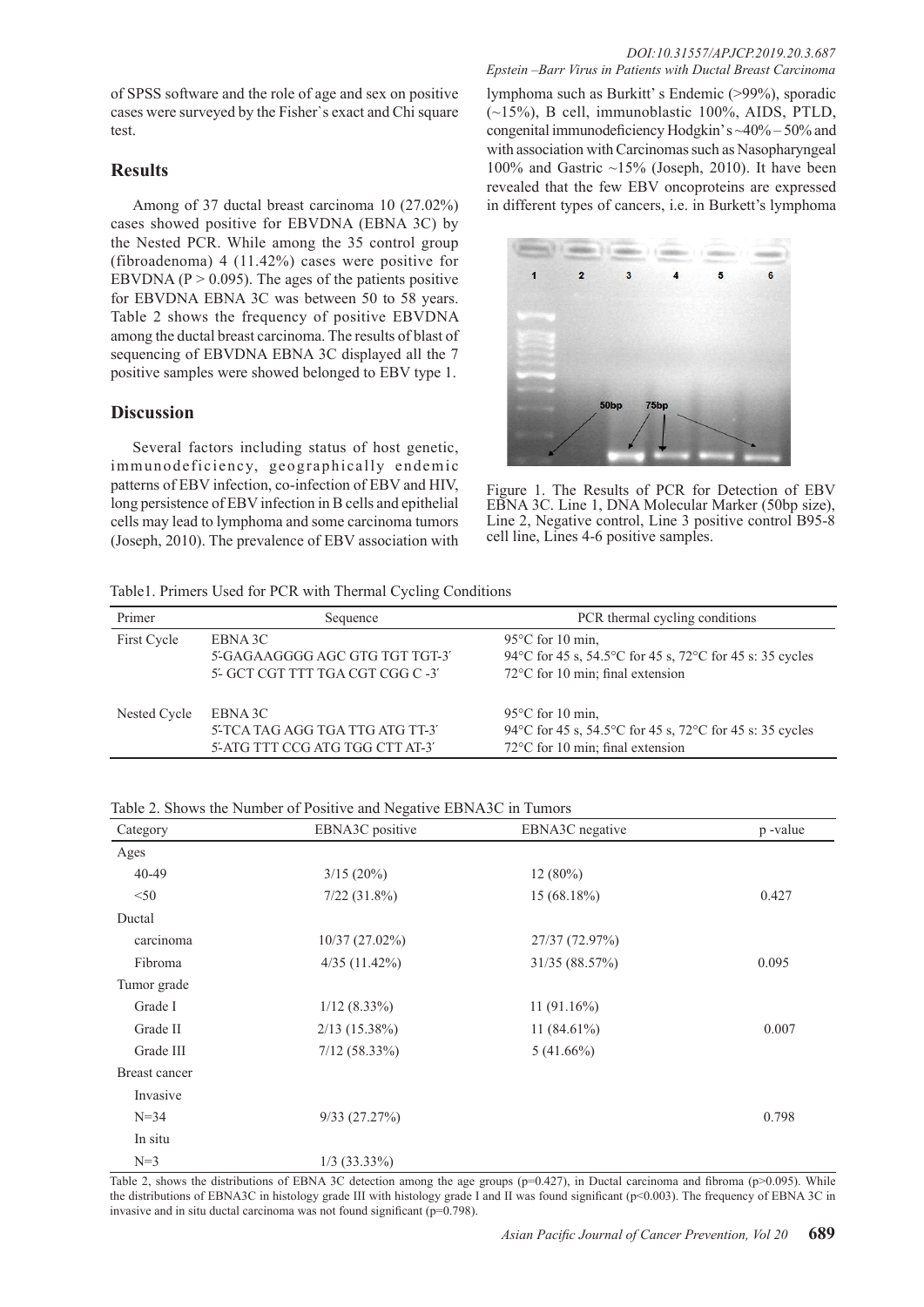of SPSS software and the role of age and sex on positive cases were surveyed by the Fisher`s exact and Chi square test.

## Results

Among of 37 ductal breast carcinoma 10 (27.02%) cases showed positive for EBVDNA (EBNA 3C) by the Nested PCR. While among the 35 control group (fibroadenoma) 4 (11.42%) cases were positive for EBVDNA ($P > 0.095$). The ages of the patients positive for EBVDNA EBNA 3C was between 50 to 58 years. Table 2 shows the frequency of positive EBVDNA among the ductal breast carcinoma. The results of blast of sequencing of EBVDNA EBNA 3C displayed all the 7 positive samples were showed belonged to EBV type 1.

## Discussion

Several factors including status of host genetic, immunodeficiency, geographically endemic patterns of EBV infection, co-infection of EBV and HIV, long persistence of EBV infection in B cells and epithelial cells may lead to lymphoma and some carcinoma tumors (Joseph, 2010). The prevalence of EBV association with lymphoma such as Burkitt' s Endemic (>99%), sporadic (~15%), B cell, immunoblastic 100%, AIDS, PTLD, congenital immunodeficiency Hodgkin's ~40% – 50% and with association with Carcinomas such as Nasopharyngeal 100% and Gastric ~15% (Joseph, 2010). It have been revealed that the few EBV oncoproteins are expressed in different types of cancers, i.e. in Burkett's lymphoma

Figure 1. The Results of PCR for Detection of EBV EBNA 3C. Line 1, DNA Molecular Marker (50bp size), Line 2, Negative control, Line 3 positive control B95-8 cell line, Lines 4-6 positive samples.

Table1. Primers Used for PCR with Thermal Cycling Conditions

| Primer | Sequence | PCR thermal cycling conditions |
|---|---|---|
| First Cycle | EBNA 3C<br>5'-GAGAAGGGG AGC GTG TGT TGT-3'<br>5'- GCT CGT TTT TGA CGT CGG C -3' | 95°C for 10 min,<br>94°C for 45 s, 54.5°C for 45 s, 72°C for 45 s: 35 cycles<br>72°C for 10 min; final extension |
| Nested Cycle | EBNA 3C<br>5'-TCA TAG AGG TGA TTG ATG TT-3'<br>5'-ATG TTT CCG ATG TGG CTT AT-3' | 95°C for 10 min,<br>94°C for 45 s, 54.5°C for 45 s, 72°C for 45 s: 35 cycles<br>72°C for 10 min; final extension |

Table 2. Shows the Number of Positive and Negative EBNA3C in Tumors

| Category | EBNA3C positive | EBNA3C negative | p -value |
|---|---|---|---|
| Ages | | | |
| 40-49 | 3/15 (20%) | 12 (80%) | |
| <50 | 7/22 (31.8%) | 15 (68.18%) | 0.427 |
| Ductal | | | |
| carcinoma | 10/37 (27.02%) | 27/37 (72.97%) | |
| Fibroma | 4/35 (11.42%) | 31/35 (88.57%) | 0.095 |
| Tumor grade | | | |
| Grade I | 1/12 (8.33%) | 11 (91.16%) | |
| Grade II | 2/13 (15.38%) | 11 (84.61%) | 0.007 |
| Grade III | 7/12 (58.33%) | 5 (41.66%) | |
| Breast cancer | | | |
| Invasive | | | |
| N=34 | 9/33 (27.27%) | | 0.798 |
| In situ | | | |
| N=3 | 1/3 (33.33%) | | |

Table 2, shows the distributions of EBNA 3C detection among the age groups (p=0.427), in Ductal carcinoma and fibroma (p>0.095). While the distributions of EBNA3C in histology grade III with histology grade I and II was found significant (p<0.003). The frequency of EBNA 3C in invasive and in situ ductal carcinoma was not found significant (p=0.798).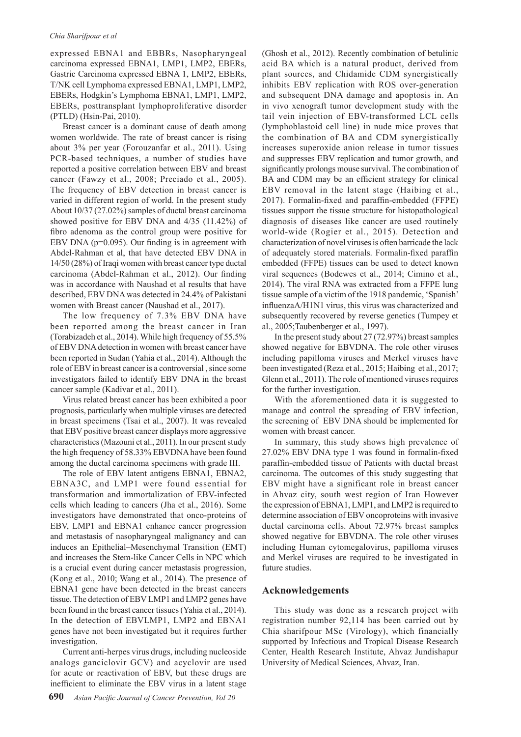expressed EBNA1 and EBBRs, Nasopharyngeal carcinoma expressed EBNA1, LMP1, LMP2, EBERs, Gastric Carcinoma expressed EBNA 1, LMP2, EBERs, T/NK cell Lymphoma expressed EBNA1, LMP1, LMP2, EBERs, Hodgkin's Lymphoma EBNA1, LMP1, LMP2, EBERs, posttransplant lymphoproliferative disorder (PTLD) (Hsin-Pai, 2010).

Breast cancer is a dominant cause of death among women worldwide. The rate of breast cancer is rising about 3% per year (Forouzanfar et al., 2011). Using PCR-based techniques, a number of studies have reported a positive correlation between EBV and breast cancer (Fawzy et al., 2008; Preciado et al., 2005). The frequency of EBV detection in breast cancer is varied in different region of world. In the present study About 10/37 (27.02%) samples of ductal breast carcinoma showed positive for EBV DNA and 4/35 (11.42%) of fibro adenoma as the control group were positive for EBV DNA (p=0.095). Our finding is in agreement with Abdel-Rahman et al, that have detected EBV DNA in 14/50 (28%) of Iraqi women with breast cancer type ductal carcinoma (Abdel-Rahman et al., 2012). Our finding was in accordance with Naushad et al results that have described, EBV DNA was detected in 24.4% of Pakistani women with Breast cancer (Naushad et al., 2017).

The low frequency of 7.3% EBV DNA have been reported among the breast cancer in Iran (Torabizadeh et al., 2014). While high frequency of 55.5% of EBV DNA detection in women with breast cancer have been reported in Sudan (Yahia et al., 2014). Although the role of EBV in breast cancer is a controversial , since some investigators failed to identify EBV DNA in the breast cancer sample (Kadivar et al., 2011).

Virus related breast cancer has been exhibited a poor prognosis, particularly when multiple viruses are detected in breast specimens (Tsai et al., 2007). It was revealed that EBV positive breast cancer displays more aggressive characteristics (Mazouni et al., 2011). In our present study the high frequency of 58.33% EBVDNA have been found among the ductal carcinoma specimens with grade III.

The role of EBV latent antigens EBNA1, EBNA2, EBNA3C, and LMP1 were found essential for transformation and immortalization of EBV-infected cells which leading to cancers (Jha et al., 2016). Some investigators have demonstrated that onco-proteins of EBV, LMP1 and EBNA1 enhance cancer progression and metastasis of nasopharyngeal malignancy and can induces an Epithelial–Mesenchymal Transition (EMT) and increases the Stem-like Cancer Cells in NPC which is a crucial event during cancer metastasis progression, (Kong et al., 2010; Wang et al., 2014). The presence of EBNA1 gene have been detected in the breast cancers tissue. The detection of EBV LMP1 and LMP2 genes have been found in the breast cancer tissues (Yahia et al., 2014). In the detection of EBVLMP1, LMP2 and EBNA1 genes have not been investigated but it requires further investigation.

Current anti-herpes virus drugs, including nucleoside analogs ganciclovir GCV) and acyclovir are used for acute or reactivation of EBV, but these drugs are inefficient to eliminate the EBV virus in a latent stage (Ghosh et al., 2012). Recently combination of betulinic acid BA which is a natural product, derived from plant sources, and Chidamide CDM synergistically inhibits EBV replication with ROS over-generation and subsequent DNA damage and apoptosis in. An in vivo xenograft tumor development study with the tail vein injection of EBV-transformed LCL cells (lymphoblastoid cell line) in nude mice proves that the combination of BA and CDM synergistically increases superoxide anion release in tumor tissues and suppresses EBV replication and tumor growth, and significantly prolongs mouse survival. The combination of BA and CDM may be an efficient strategy for clinical EBV removal in the latent stage (Haibing et al., 2017). Formalin-fixed and paraffin-embedded (FFPE) tissues support the tissue structure for histopathological diagnosis of diseases like cancer are used routinely world-wide (Rogier et al., 2015). Detection and characterization of novel viruses is often barricade the lack of adequately stored materials. Formalin-fixed paraffin embedded (FFPE) tissues can be used to detect known viral sequences (Bodewes et al., 2014; Cimino et al., 2014). The viral RNA was extracted from a FFPE lung tissue sample of a victim of the 1918 pandemic, 'Spanish' influenzaA/H1N1 virus, this virus was characterized and subsequently recovered by reverse genetics (Tumpey et al., 2005;Taubenberger et al., 1997).

In the present study about 27 (72.97%) breast samples showed negative for EBVDNA. The role other viruses including papilloma viruses and Merkel viruses have been investigated (Reza et al., 2015; Haibing et al., 2017; Glenn et al., 2011). The role of mentioned viruses requires for the further investigation.

With the aforementioned data it is suggested to manage and control the spreading of EBV infection, the screening of EBV DNA should be implemented for women with breast cancer.

In summary, this study shows high prevalence of 27.02% EBV DNA type 1 was found in formalin-fixed paraffin-embedded tissue of Patients with ductal breast carcinoma. The outcomes of this study suggesting that EBV might have a significant role in breast cancer in Ahvaz city, south west region of Iran However the expression of EBNA1, LMP1, and LMP2 is required to determine association of EBV oncoproteins with invasive ductal carcinoma cells. About 72.97% breast samples showed negative for EBVDNA. The role other viruses including Human cytomegalovirus, papilloma viruses and Merkel viruses are required to be investigated in future studies.

## Acknowledgements

This study was done as a research project with registration number 92,114 has been carried out by Chia sharifpour MSc (Virology), which financially supported by Infectious and Tropical Disease Research Center, Health Research Institute, Ahvaz Jundishapur University of Medical Sciences, Ahvaz, Iran.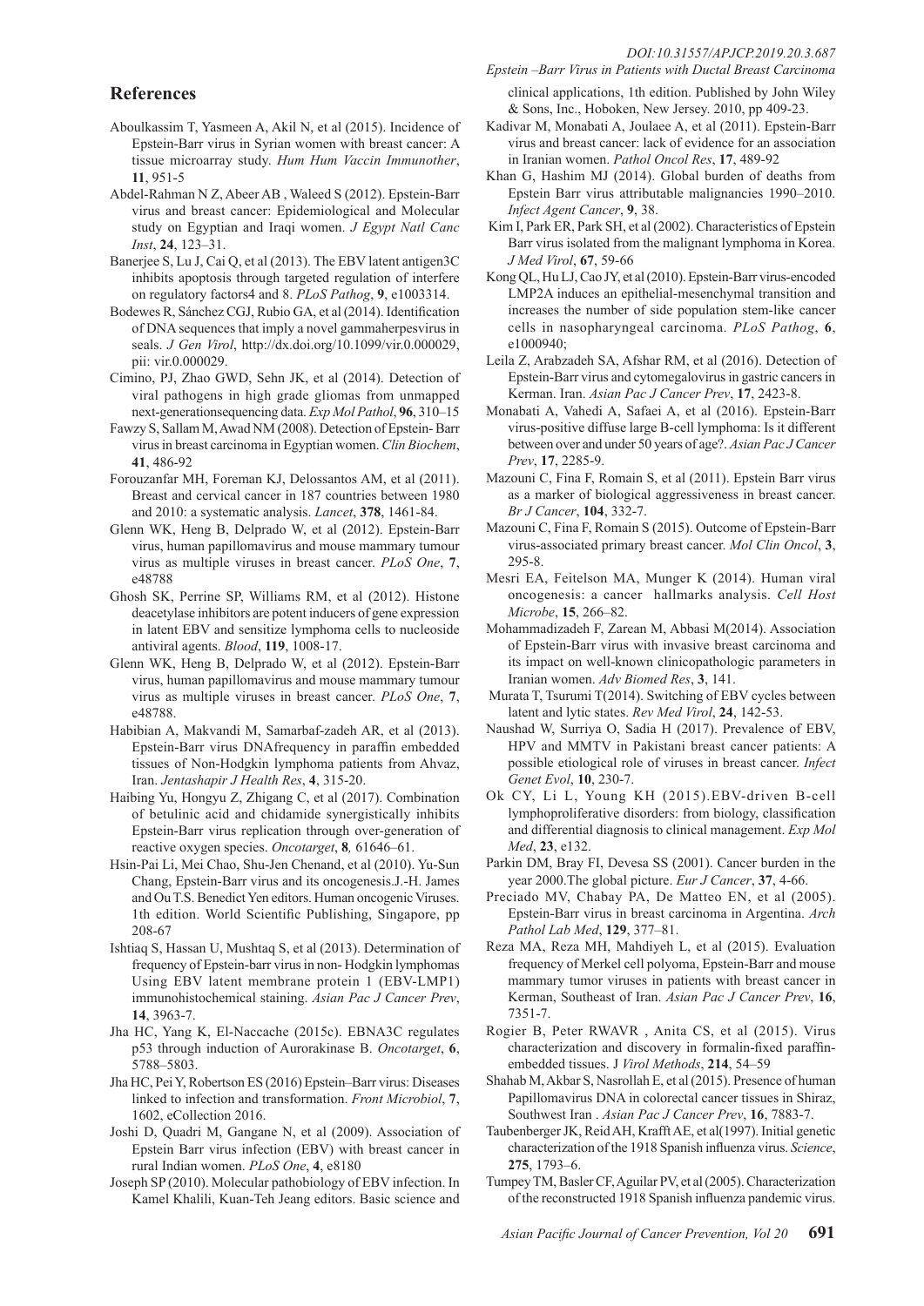## References

Aboulkassim T, Yasmeen A, Akil N, et al (2015). Incidence of Epstein-Barr virus in Syrian women with breast cancer: A tissue microarray study. *Hum Hum Vaccin Immunother*, **11**, 951-5

Abdel-Rahman N Z, Abeer AB , Waleed S (2012). Epstein-Barr virus and breast cancer: Epidemiological and Molecular study on Egyptian and Iraqi women. *J Egypt Natl Canc Inst*, **24**, 123–31.

Banerjee S, Lu J, Cai Q, et al (2013). The EBV latent antigen3C inhibits apoptosis through targeted regulation of interfere on regulatory factors4 and 8. *PLoS Pathog*, **9**, e1003314.

Bodewes R, Sánchez CGJ, Rubio GA, et al (2014). Identification of DNA sequences that imply a novel gammaherpesvirus in seals. *J Gen Virol*, http://dx.doi.org/10.1099/vir.0.000029, pii: vir.0.000029.

Cimino, PJ, Zhao GWD, Sehn JK, et al (2014). Detection of viral pathogens in high grade gliomas from unmapped next-generationsequencing data. *Exp Mol Pathol*, **96**, 310–15

Fawzy S, Sallam M, Awad NM (2008). Detection of Epstein- Barr virus in breast carcinoma in Egyptian women. *Clin Biochem*, **41**, 486-92

Forouzanfar MH, Foreman KJ, Delossantos AM, et al (2011). Breast and cervical cancer in 187 countries between 1980 and 2010: a systematic analysis. *Lancet*, **378**, 1461-84.

Glenn WK, Heng B, Delprado W, et al (2012). Epstein-Barr virus, human papillomavirus and mouse mammary tumour virus as multiple viruses in breast cancer. *PLoS One*, **7**, e48788

Ghosh SK, Perrine SP, Williams RM, et al (2012). Histone deacetylase inhibitors are potent inducers of gene expression in latent EBV and sensitize lymphoma cells to nucleoside antiviral agents. *Blood*, **119**, 1008-17.

Glenn WK, Heng B, Delprado W, et al (2012). Epstein-Barr virus, human papillomavirus and mouse mammary tumour virus as multiple viruses in breast cancer. *PLoS One*, **7**, e48788.

Habibian A, Makvandi M, Samarbaf-zadeh AR, et al (2013). Epstein-Barr virus DNAfrequency in paraffin embedded tissues of Non-Hodgkin lymphoma patients from Ahvaz, Iran. *Jentashapir J Health Res*, **4**, 315-20.

Haibing Yu, Hongyu Z, Zhigang C, et al (2017). Combination of betulinic acid and chidamide synergistically inhibits Epstein-Barr virus replication through over-generation of reactive oxygen species. *Oncotarget*, **8***,* 61646–61.

Hsin-Pai Li, Mei Chao, Shu-Jen Chenand, et al (2010). Yu-Sun Chang, Epstein-Barr virus and its oncogenesis.J.-H. James and Ou T.S. Benedict Yen editors. Human oncogenic Viruses. 1th edition. World Scientific Publishing, Singapore, pp 208-67

Ishtiaq S, Hassan U, Mushtaq S, et al (2013). Determination of frequency of Epstein-barr virus in non- Hodgkin lymphomas Using EBV latent membrane protein 1 (EBV-LMP1) immunohistochemical staining. *Asian Pac J Cancer Prev*, **14**, 3963-7.

Jha HC, Yang K, El-Naccache (2015c). EBNA3C regulates p53 through induction of Aurorakinase B. *Oncotarget*, **6**, 5788–5803.

Jha HC, Pei Y, Robertson ES (2016) Epstein–Barr virus: Diseases linked to infection and transformation. *Front Microbiol*, **7**, 1602, eCollection 2016.

Joshi D, Quadri M, Gangane N, et al (2009). Association of Epstein Barr virus infection (EBV) with breast cancer in rural Indian women. *PLoS One*, **4**, e8180

Joseph SP (2010). Molecular pathobiology of EBV infection. In Kamel Khalili, Kuan-Teh Jeang editors. Basic science and clinical applications, 1th edition. Published by John Wiley & Sons, Inc., Hoboken, New Jersey. 2010, pp 409-23.

Kadivar M, Monabati A, Joulaee A, et al (2011). Epstein-Barr virus and breast cancer: lack of evidence for an association in Iranian women. *Pathol Oncol Res*, **17**, 489-92

Khan G, Hashim MJ (2014). Global burden of deaths from Epstein Barr virus attributable malignancies 1990–2010. *Infect Agent Cancer*, **9**, 38.

Kim I, Park ER, Park SH, et al (2002). Characteristics of Epstein Barr virus isolated from the malignant lymphoma in Korea. *J Med Virol*, **67**, 59-66

Kong QL, Hu LJ, Cao JY, et al (2010). Epstein-Barr virus-encoded LMP2A induces an epithelial-mesenchymal transition and increases the number of side population stem-like cancer cells in nasopharyngeal carcinoma. *PLoS Pathog*, **6**, e1000940;

Leila Z, Arabzadeh SA, Afshar RM, et al (2016). Detection of Epstein-Barr virus and cytomegalovirus in gastric cancers in Kerman. Iran. *Asian Pac J Cancer Prev*, **17**, 2423-8.

Monabati A, Vahedi A, Safaei A, et al (2016). Epstein-Barr virus-positive diffuse large B-cell lymphoma: Is it different between over and under 50 years of age?. *Asian Pac J Cancer Prev*, **17**, 2285-9.

Mazouni C, Fina F, Romain S, et al (2011). Epstein Barr virus as a marker of biological aggressiveness in breast cancer. *Br J Cancer*, **104**, 332-7.

Mazouni C, Fina F, Romain S (2015). Outcome of Epstein-Barr virus-associated primary breast cancer. *Mol Clin Oncol*, **3**, 295-8.

Mesri EA, Feitelson MA, Munger K (2014). Human viral oncogenesis: a cancer hallmarks analysis. *Cell Host Microbe*, **15**, 266–82.

Mohammadizadeh F, Zarean M, Abbasi M(2014). Association of Epstein-Barr virus with invasive breast carcinoma and its impact on well-known clinicopathologic parameters in Iranian women. *Adv Biomed Res*, **3**, 141.

Murata T, Tsurumi T(2014). Switching of EBV cycles between latent and lytic states. *Rev Med Virol*, **24**, 142-53.

Naushad W, Surriya O, Sadia H (2017). Prevalence of EBV, HPV and MMTV in Pakistani breast cancer patients: A possible etiological role of viruses in breast cancer. *Infect Genet Evol*, **10**, 230-7.

Ok CY, Li L, Young KH (2015).EBV-driven B-cell lymphoproliferative disorders: from biology, classification and differential diagnosis to clinical management. *Exp Mol Med*, **23**, e132.

Parkin DM, Bray FI, Devesa SS (2001). Cancer burden in the year 2000.The global picture. *Eur J Cancer*, **37**, 4-66.

Preciado MV, Chabay PA, De Matteo EN, et al (2005). Epstein-Barr virus in breast carcinoma in Argentina. *Arch Pathol Lab Med*, **129**, 377–81.

Reza MA, Reza MH, Mahdiyeh L, et al (2015). Evaluation frequency of Merkel cell polyoma, Epstein-Barr and mouse mammary tumor viruses in patients with breast cancer in Kerman, Southeast of Iran. *Asian Pac J Cancer Prev*, **16**, 7351-7.

Rogier B, Peter RWAVR , Anita CS, et al (2015). Virus characterization and discovery in formalin-fixed paraffin-embedded tissues. J *Virol Methods*, **214**, 54–59

Shahab M, Akbar S, Nasrollah E, et al (2015). Presence of human Papillomavirus DNA in colorectal cancer tissues in Shiraz, Southwest Iran . *Asian Pac J Cancer Prev*, **16**, 7883-7.

Taubenberger JK, Reid AH, Krafft AE, et al(1997). Initial genetic characterization of the 1918 Spanish influenza virus. *Science*, **275**, 1793–6.

Tumpey TM, Basler CF, Aguilar PV, et al (2005). Characterization of the reconstructed 1918 Spanish influenza pandemic virus.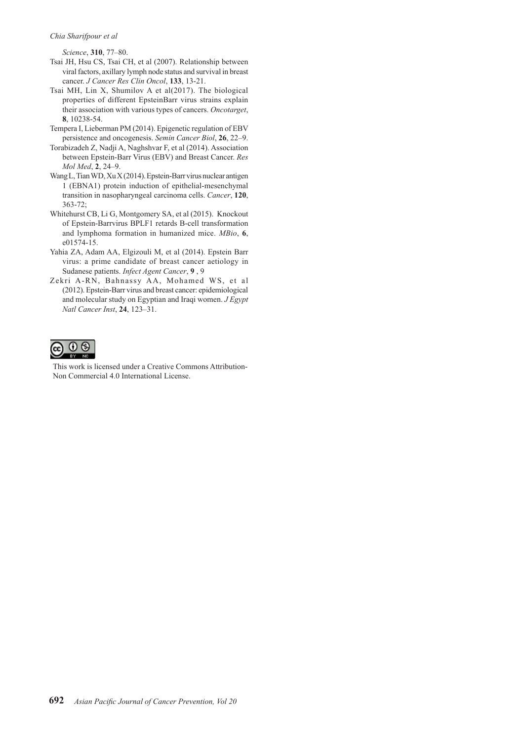*Science*, **310**, 77–80.

Tsai JH, Hsu CS, Tsai CH, et al (2007). Relationship between viral factors, axillary lymph node status and survival in breast cancer. *J Cancer Res Clin Oncol*, **133**, 13-21.

Tsai MH, Lin X, Shumilov A et al(2017). The biological properties of different EpsteinBarr virus strains explain their association with various types of cancers. *Oncotarget*, **8**, 10238-54.

Tempera I, Lieberman PM (2014). Epigenetic regulation of EBV persistence and oncogenesis. *Semin Cancer Biol*, **26**, 22–9.

Torabizadeh Z, Nadji A, Naghshvar F, et al (2014). Association between Epstein-Barr Virus (EBV) and Breast Cancer. *Res Mol Med*, **2**, 24–9.

Wang L, Tian WD, Xu X (2014). Epstein-Barr virus nuclear antigen 1 (EBNA1) protein induction of epithelial-mesenchymal transition in nasopharyngeal carcinoma cells. *Cancer*, **120**, 363-72;

Whitehurst CB, Li G, Montgomery SA, et al (2015). Knockout of Epstein-Barrvirus BPLF1 retards B-cell transformation and lymphoma formation in humanized mice. *MBio*, **6**, e01574-15.

Yahia ZA, Adam AA, Elgizouli M, et al (2014). Epstein Barr virus: a prime candidate of breast cancer aetiology in Sudanese patients. *Infect Agent Cancer*, **9** , 9

Zekri A-RN, Bahnassy AA, Mohamed WS, et al (2012). Epstein-Barr virus and breast cancer: epidemiological and molecular study on Egyptian and Iraqi women. *J Egypt Natl Cancer Inst*, **24**, 123–31.

This work is licensed under a Creative Commons Attribution-Non Commercial 4.0 International License.